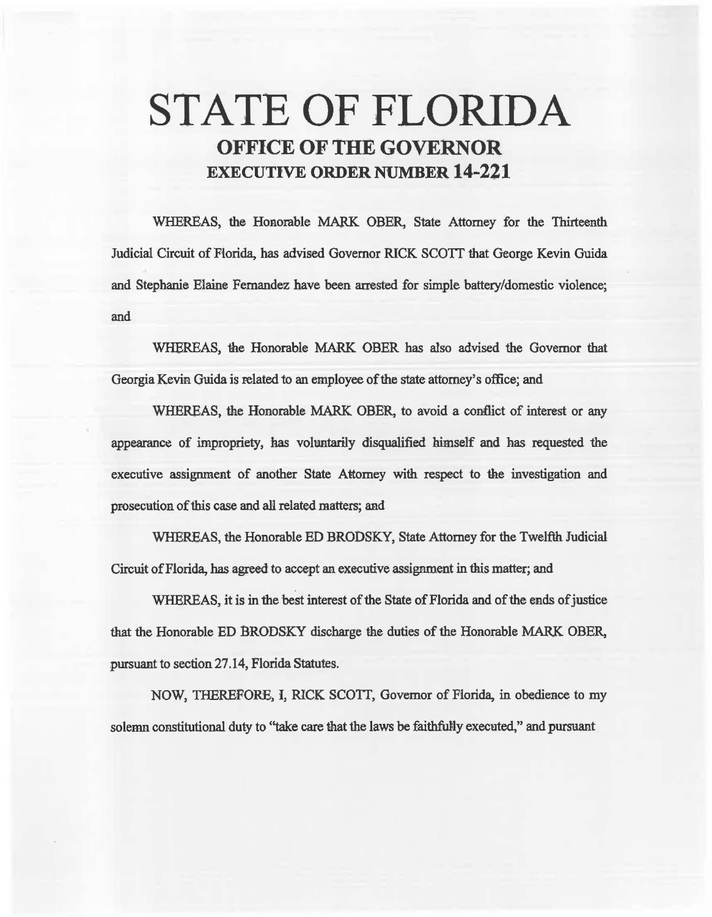# STATE OF FLORIDA

## OFFICE OF THE GOVERNOR

## EXECUTIVE ORDER NUMBER 14-221

WHEREAS, the Honorable MARK OBER, State Attorney for the Thirteenth Judicial Circuit of Florida, has advised Governor RICK SCOTT that George Kevin Guida and Stephanie Elaine Fernandez have been arrested for simple battery/domestic violence; and

WHEREAS, the Honorable MARK OBER has also advised the Governor that Georgia Kevin Guida is related to an employee of the state attorney's office; and

WHEREAS, the Honorable MARK OBER, to avoid a conflict of interest or any appearance of impropriety, has voluntarily disqualified himself and has requested the executive assignment of another State Attorney with respect to the investigation and prosecution of this case and all related matters; and

WHEREAS, the Honorable ED BRODSKY, State Attorney for the Twelfth Judicial Circuit of Florida, has agreed to accept an executive assignment in this matter; and

WHEREAS, it is in the best interest of the State of Florida and of the ends of justice that the Honorable ED BRODSKY discharge the duties of the Honorable MARK OBER, pursuant to section 27.14, Florida Statutes.

NOW, THEREFORE, I, RICK SCOTT, Governor of Florida, in obedience to my solemn constitutional duty to "take care that the laws be faithfully executed," and pursuant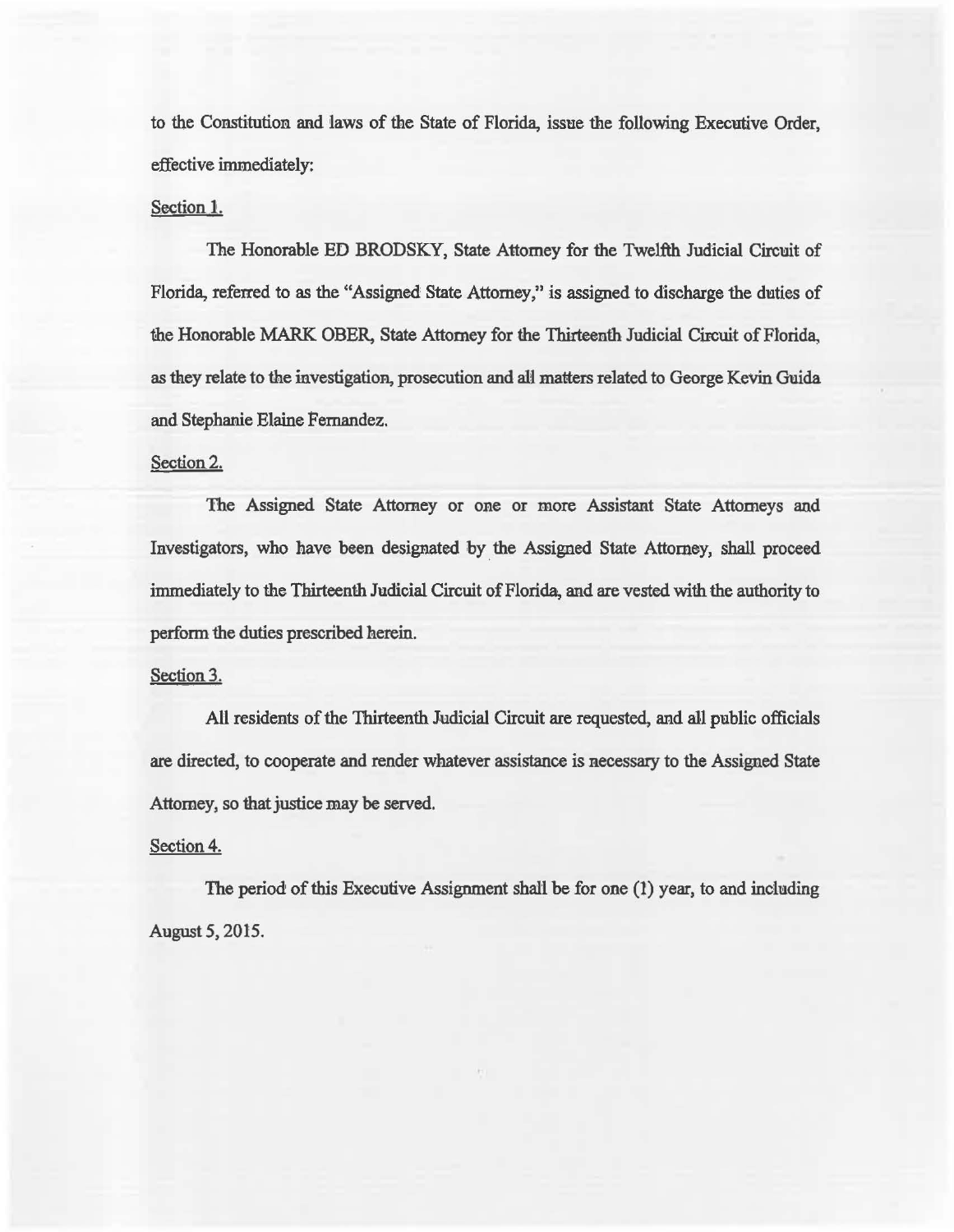to the Constitution and laws of the State of Florida, issue the following Executive Order, effective immediately:

Section 1.

The Honorable ED BRODSKY, State Attorney for the Twelfth Judicial Circuit of Florida, referred to as the "Assigned State Attorney," is assigned to discharge the duties of the Honorable MARK OBER, State Attorney for the Thirteenth Judicial Circuit of Florida, as they relate to the investigation, prosecution and all matters related to George Kevin Guida and Stephanie Elaine Fernandez.

Section 2.

The Assigned State Attorney or one or more Assistant State Attorneys and Investigators, who have been designated by the Assigned State Attorney, shall proceed immediately to the Thirteenth Judicial Circuit of Florida, and are vested with the authority to perform the duties prescribed herein.

Section 3.

All residents of the Thirteenth Judicial Circuit are requested, and all public officials are directed, to cooperate and render whatever assistance is necessary to the Assigned State Attorney, so that justice may be served.

Section 4.

The period of this Executive Assignment shall be for one (1) year, to and including August 5, 2015.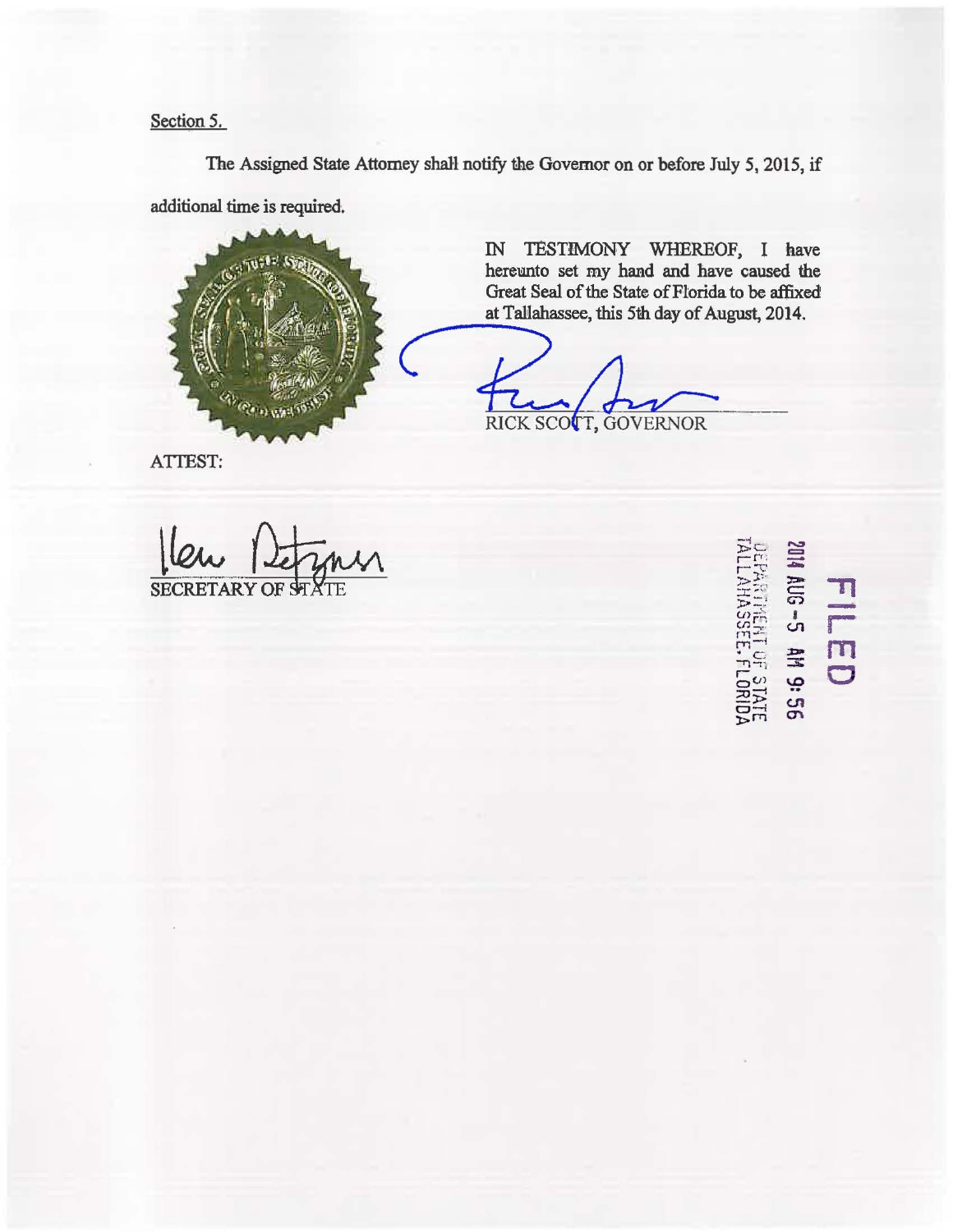Section 5.

The Assigned State Attorney shall notify the Governor on or before July 5, 2015, if additional time is required.

IN TESTIMONY WHEREOF, I have hereunto set my hand and have caused the Great Seal of the State of Florida to be affixed at Tallahassee, this 5th day of August, 2014.

RICK SCOTT, GOVERNOR

ATTEST:

SECRETARY OF STATE

FILED

2014 AUG -5 AM 9:56

DEPARTMENT OF STATE
TALLAHASSEE, FLORIDA